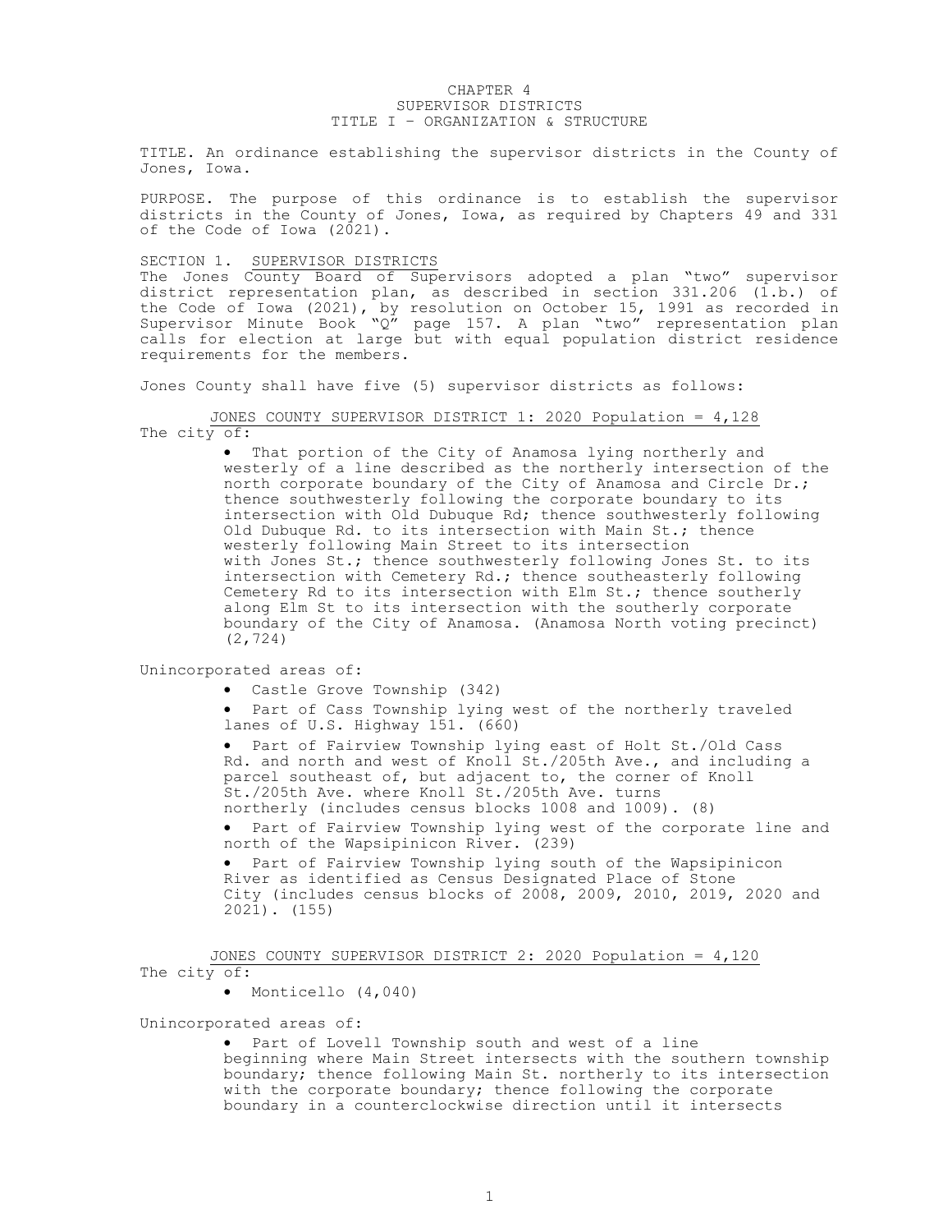# CHAPTER 4
## SUPERVISOR DISTRICTS
## TITLE I – ORGANIZATION & STRUCTURE

TITLE. An ordinance establishing the supervisor districts in the County of Jones, Iowa.

PURPOSE. The purpose of this ordinance is to establish the supervisor districts in the County of Jones, Iowa, as required by Chapters 49 and 331 of the Code of Iowa (2021).

### SECTION 1. SUPERVISOR DISTRICTS

The Jones County Board of Supervisors adopted a plan "two" supervisor district representation plan, as described in section 331.206 (1.b.) of the Code of Iowa (2021), by resolution on October 15, 1991 as recorded in Supervisor Minute Book "Q" page 157. A plan "two" representation plan calls for election at large but with equal population district residence requirements for the members.

Jones County shall have five (5) supervisor districts as follows:

#### JONES COUNTY SUPERVISOR DISTRICT 1: 2020 Population = 4,128

The city of:

- That portion of the City of Anamosa lying northerly and westerly of a line described as the northerly intersection of the north corporate boundary of the City of Anamosa and Circle Dr.; thence southwesterly following the corporate boundary to its intersection with Old Dubuque Rd; thence southwesterly following Old Dubuque Rd. to its intersection with Main St.; thence westerly following Main Street to its intersection with Jones St.; thence southwesterly following Jones St. to its intersection with Cemetery Rd.; thence southeasterly following Cemetery Rd to its intersection with Elm St.; thence southerly along Elm St to its intersection with the southerly corporate boundary of the City of Anamosa. (Anamosa North voting precinct) (2,724)

Unincorporated areas of:

- Castle Grove Township (342)
- Part of Cass Township lying west of the northerly traveled lanes of U.S. Highway 151. (660)
- Part of Fairview Township lying east of Holt St./Old Cass Rd. and north and west of Knoll St./205th Ave., and including a parcel southeast of, but adjacent to, the corner of Knoll St./205th Ave. where Knoll St./205th Ave. turns northerly (includes census blocks 1008 and 1009). (8)
- Part of Fairview Township lying west of the corporate line and north of the Wapsipinicon River. (239)
- Part of Fairview Township lying south of the Wapsipinicon River as identified as Census Designated Place of Stone City (includes census blocks of 2008, 2009, 2010, 2019, 2020 and 2021). (155)

#### JONES COUNTY SUPERVISOR DISTRICT 2: 2020 Population = 4,120

The city of:

- Monticello (4,040)

Unincorporated areas of:

- Part of Lovell Township south and west of a line beginning where Main Street intersects with the southern township boundary; thence following Main St. northerly to its intersection with the corporate boundary; thence following the corporate boundary in a counterclockwise direction until it intersects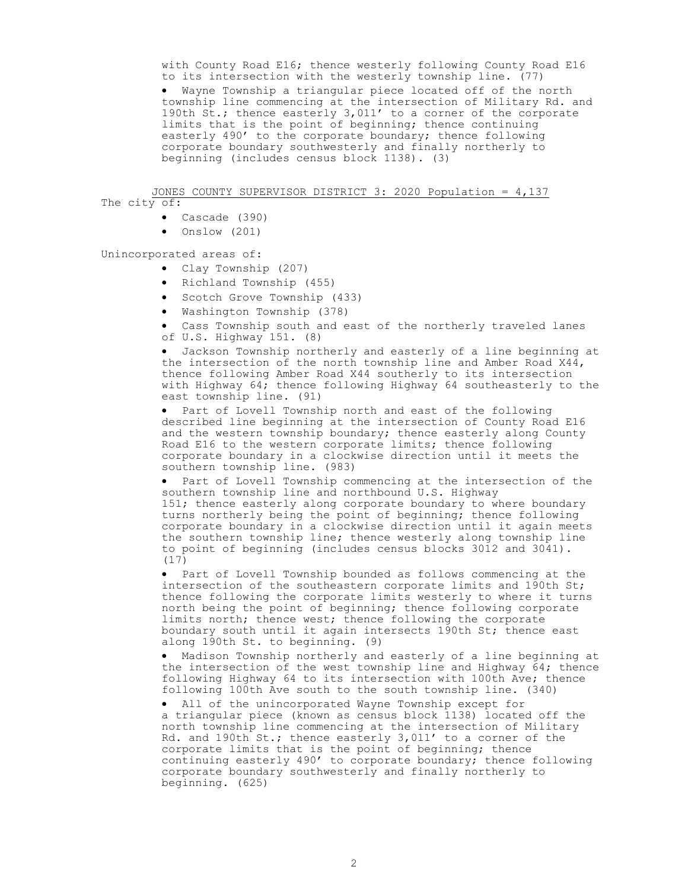with County Road E16; thence westerly following County Road E16 to its intersection with the westerly township line. (77)

- Wayne Township a triangular piece located off of the north township line commencing at the intersection of Military Rd. and 190th St.; thence easterly 3,011' to a corner of the corporate limits that is the point of beginning; thence continuing easterly 490' to the corporate boundary; thence following corporate boundary southwesterly and finally northerly to beginning (includes census block 1138). (3)

<u>JONES COUNTY SUPERVISOR DISTRICT 3: 2020 Population = 4,137</u>

The city of:

- Cascade (390)
- Onslow (201)

Unincorporated areas of:

- Clay Township (207)
- Richland Township (455)
- Scotch Grove Township (433)
- Washington Township (378)
- Cass Township south and east of the northerly traveled lanes of U.S. Highway 151. (8)
- Jackson Township northerly and easterly of a line beginning at the intersection of the north township line and Amber Road X44, thence following Amber Road X44 southerly to its intersection with Highway 64; thence following Highway 64 southeasterly to the east township line. (91)
- Part of Lovell Township north and east of the following described line beginning at the intersection of County Road E16 and the western township boundary; thence easterly along County Road E16 to the western corporate limits; thence following corporate boundary in a clockwise direction until it meets the southern township line. (983)
- Part of Lovell Township commencing at the intersection of the southern township line and northbound U.S. Highway 151; thence easterly along corporate boundary to where boundary turns northerly being the point of beginning; thence following corporate boundary in a clockwise direction until it again meets the southern township line; thence westerly along township line to point of beginning (includes census blocks 3012 and 3041). (17)
- Part of Lovell Township bounded as follows commencing at the intersection of the southeastern corporate limits and 190th St; thence following the corporate limits westerly to where it turns north being the point of beginning; thence following corporate limits north; thence west; thence following the corporate boundary south until it again intersects 190th St; thence east along 190th St. to beginning. (9)
- Madison Township northerly and easterly of a line beginning at the intersection of the west township line and Highway 64; thence following Highway 64 to its intersection with 100th Ave; thence following 100th Ave south to the south township line. (340)
- All of the unincorporated Wayne Township except for a triangular piece (known as census block 1138) located off the north township line commencing at the intersection of Military Rd. and 190th St.; thence easterly 3,011' to a corner of the corporate limits that is the point of beginning; thence continuing easterly 490' to corporate boundary; thence following corporate boundary southwesterly and finally northerly to beginning. (625)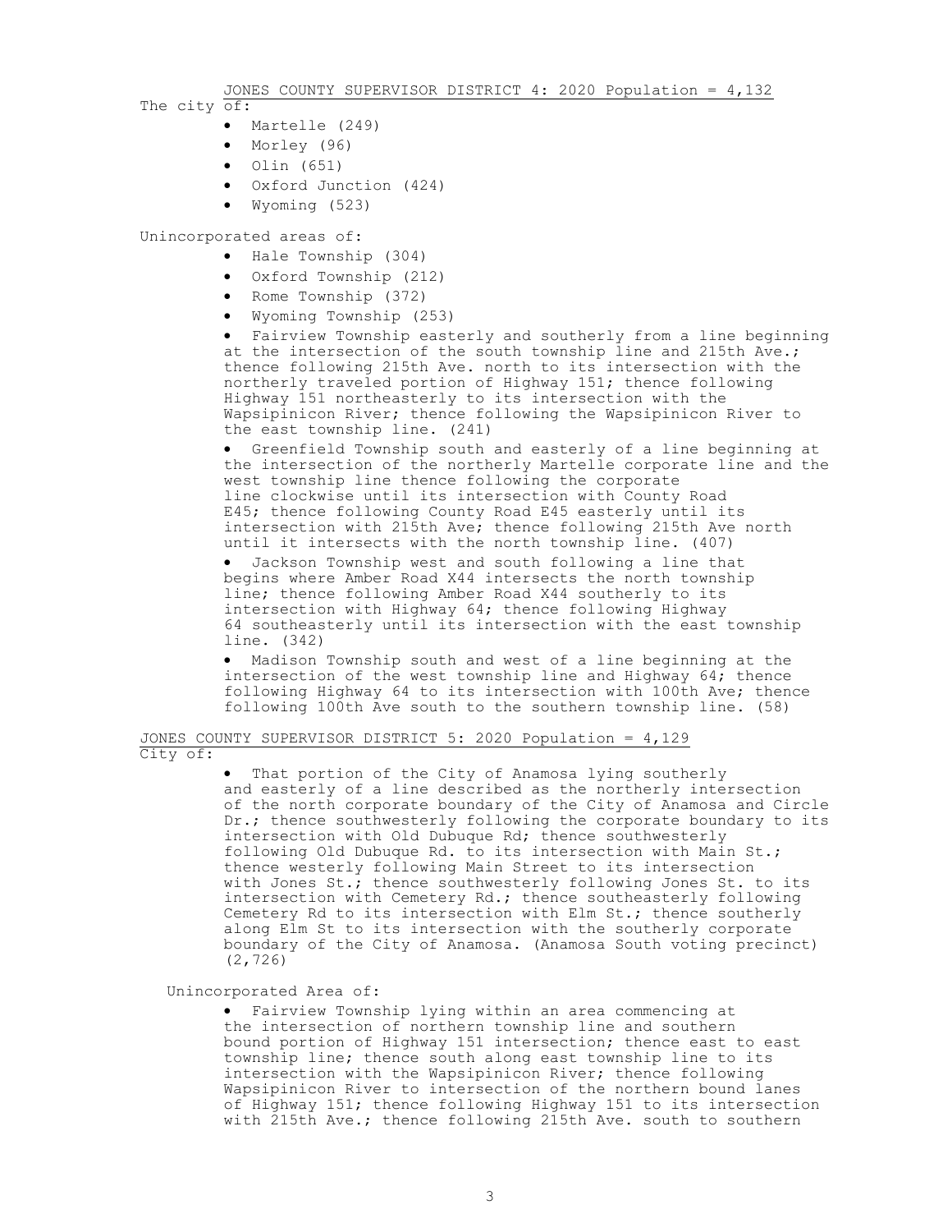## JONES COUNTY SUPERVISOR DISTRICT 4: 2020 Population = 4,132

The city of:

- Martelle (249)
- Morley (96)
- Olin (651)
- Oxford Junction (424)
- Wyoming (523)

Unincorporated areas of:

- Hale Township (304)
- Oxford Township (212)
- Rome Township (372)
- Wyoming Township (253)
- Fairview Township easterly and southerly from a line beginning at the intersection of the south township line and 215th Ave.; thence following 215th Ave. north to its intersection with the northerly traveled portion of Highway 151; thence following Highway 151 northeasterly to its intersection with the Wapsipinicon River; thence following the Wapsipinicon River to the east township line. (241)
- Greenfield Township south and easterly of a line beginning at the intersection of the northerly Martelle corporate line and the west township line thence following the corporate line clockwise until its intersection with County Road E45; thence following County Road E45 easterly until its intersection with 215th Ave; thence following 215th Ave north until it intersects with the north township line. (407)
- Jackson Township west and south following a line that begins where Amber Road X44 intersects the north township line; thence following Amber Road X44 southerly to its intersection with Highway 64; thence following Highway 64 southeasterly until its intersection with the east township line. (342)
- Madison Township south and west of a line beginning at the intersection of the west township line and Highway 64; thence following Highway 64 to its intersection with 100th Ave; thence following 100th Ave south to the southern township line. (58)

## JONES COUNTY SUPERVISOR DISTRICT 5: 2020 Population = 4,129

City of:

- That portion of the City of Anamosa lying southerly and easterly of a line described as the northerly intersection of the north corporate boundary of the City of Anamosa and Circle Dr.; thence southwesterly following the corporate boundary to its intersection with Old Dubuque Rd; thence southwesterly following Old Dubuque Rd. to its intersection with Main St.; thence westerly following Main Street to its intersection with Jones St.; thence southwesterly following Jones St. to its intersection with Cemetery Rd.; thence southeasterly following Cemetery Rd to its intersection with Elm St.; thence southerly along Elm St to its intersection with the southerly corporate boundary of the City of Anamosa. (Anamosa South voting precinct) (2,726)

Unincorporated Area of:

- Fairview Township lying within an area commencing at the intersection of northern township line and southern bound portion of Highway 151 intersection; thence east to east township line; thence south along east township line to its intersection with the Wapsipinicon River; thence following Wapsipinicon River to intersection of the northern bound lanes of Highway 151; thence following Highway 151 to its intersection with 215th Ave.; thence following 215th Ave. south to southern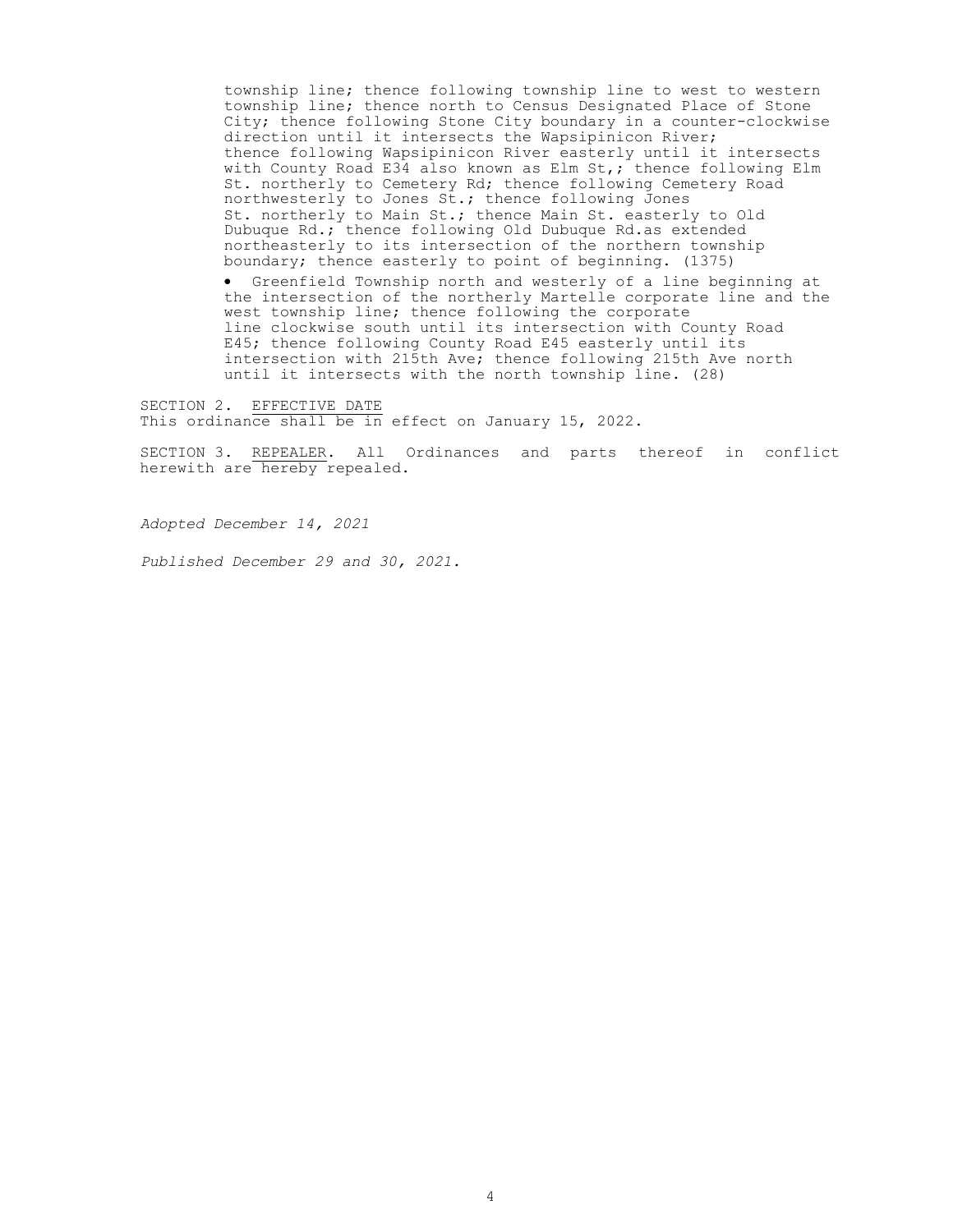township line; thence following township line to west to western township line; thence north to Census Designated Place of Stone City; thence following Stone City boundary in a counter-clockwise direction until it intersects the Wapsipinicon River; thence following Wapsipinicon River easterly until it intersects with County Road E34 also known as Elm St,; thence following Elm St. northerly to Cemetery Rd; thence following Cemetery Road northwesterly to Jones St.; thence following Jones St. northerly to Main St.; thence Main St. easterly to Old Dubuque Rd.; thence following Old Dubuque Rd.as extended northeasterly to its intersection of the northern township boundary; thence easterly to point of beginning. (1375)

- Greenfield Township north and westerly of a line beginning at the intersection of the northerly Martelle corporate line and the west township line; thence following the corporate line clockwise south until its intersection with County Road E45; thence following County Road E45 easterly until its intersection with 215th Ave; thence following 215th Ave north until it intersects with the north township line. (28)

SECTION 2. <u>EFFECTIVE DATE</u>
This ordinance <u>shall be in</u> effect on January 15, 2022.

SECTION 3. <u>REPEALER</u>. All Ordinances and parts thereof in conflict herewith are <u>hereby</u> repealed.

*Adopted December 14, 2021*

*Published December 29 and 30, 2021.*